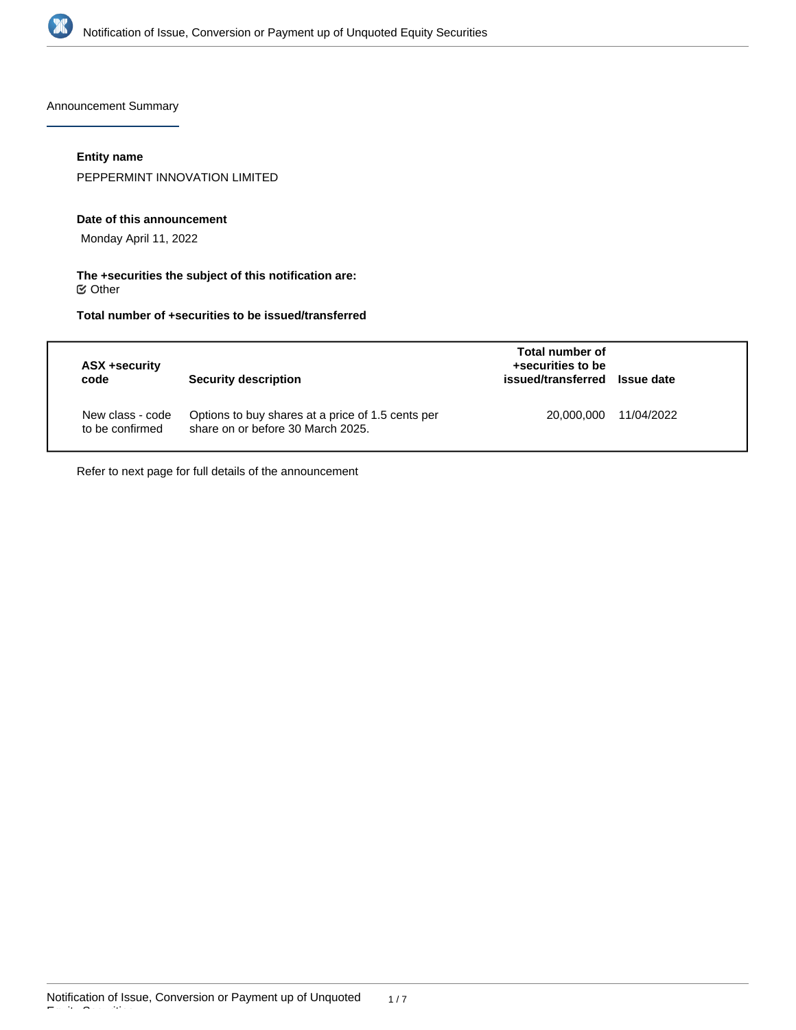Announcement Summary

**Entity name**

PEPPERMINT INNOVATION LIMITED

**Date of this announcement**

Monday April 11, 2022

**The +securities the subject of this notification are:**

☑ Other

**Total number of +securities to be issued/transferred**

| ASX +security code | Security description | Total number of +securities to be issued/transferred | Issue date |
|---|---|---|---|
| New class - code to be confirmed | Options to buy shares at a price of 1.5 cents per share on or before 30 March 2025. | 20,000,000 | 11/04/2022 |

Refer to next page for full details of the announcement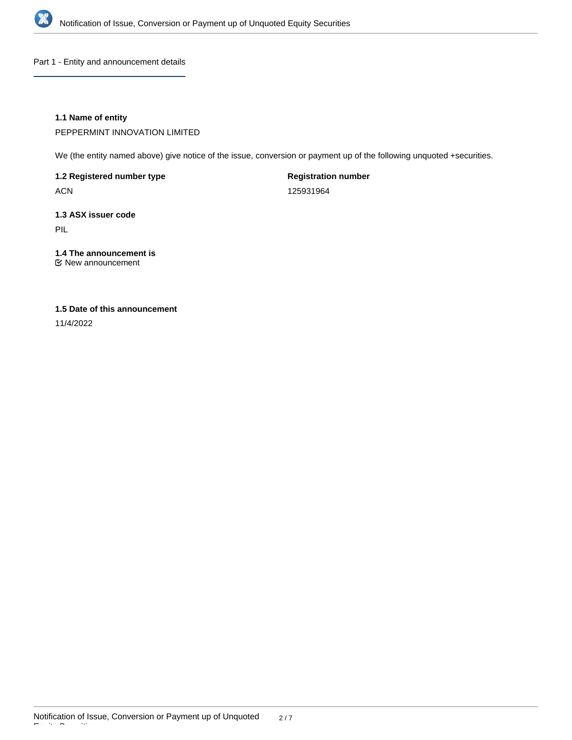## Part 1 - Entity and announcement details

**1.1 Name of entity**

PEPPERMINT INNOVATION LIMITED

We (the entity named above) give notice of the issue, conversion or payment up of the following unquoted +securities.

**1.2 Registered number type**

ACN

**Registration number**

125931964

**1.3 ASX issuer code**

PIL

**1.4 The announcement is**

☑ New announcement

**1.5 Date of this announcement**

11/4/2022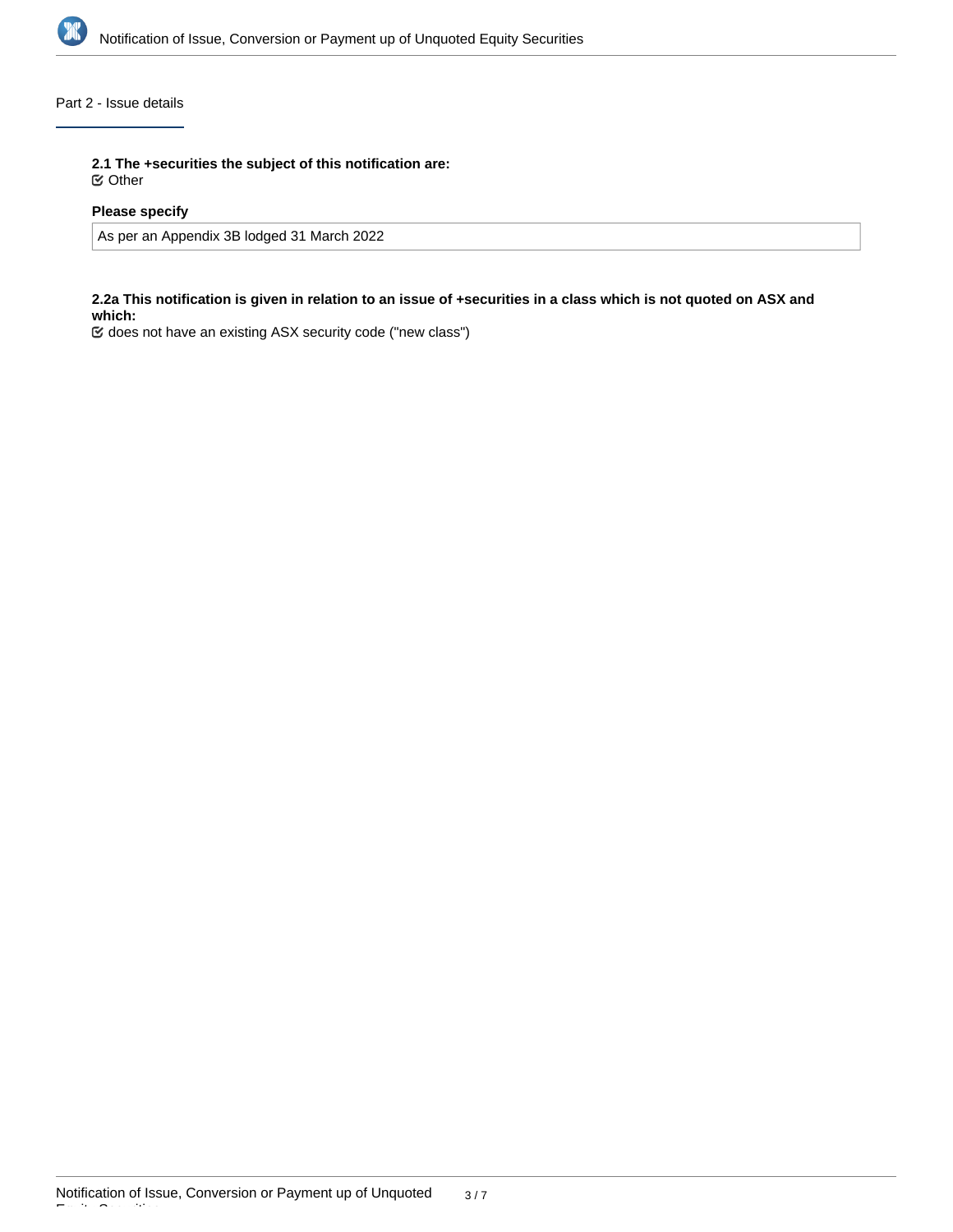## Part 2 - Issue details

**2.1 The +securities the subject of this notification are:**

☑ Other

**Please specify**

As per an Appendix 3B lodged 31 March 2022

**2.2a This notification is given in relation to an issue of +securities in a class which is not quoted on ASX and which:**

☑ does not have an existing ASX security code ("new class")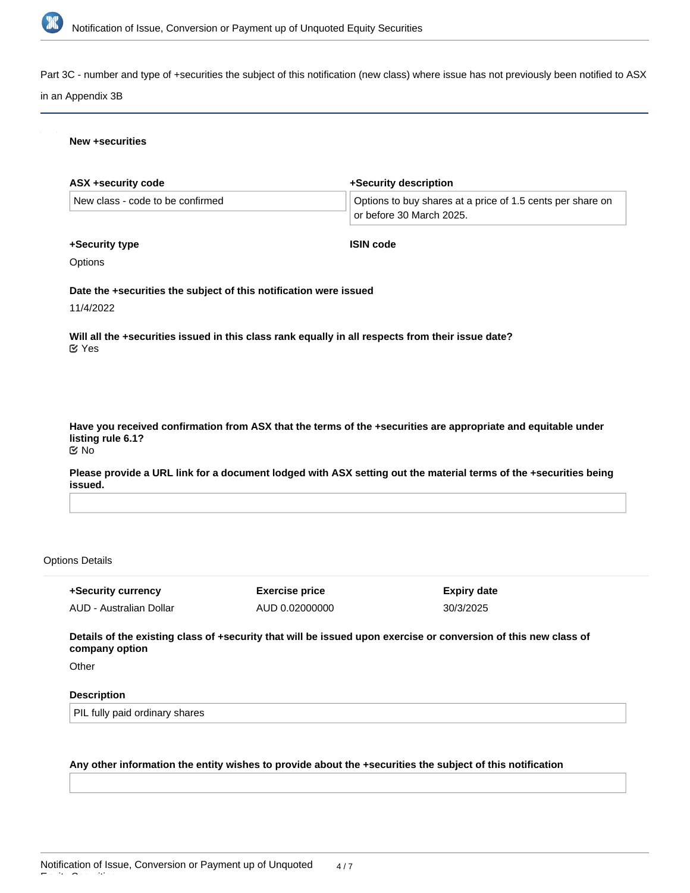Part 3C - number and type of +securities the subject of this notification (new class) where issue has not previously been notified to ASX in an Appendix 3B

**New +securities**

**ASX +security code**

New class - code to be confirmed

**+Security description**

Options to buy shares at a price of 1.5 cents per share on or before 30 March 2025.

**+Security type**

Options

**ISIN code**

**Date the +securities the subject of this notification were issued**

11/4/2022

**Will all the +securities issued in this class rank equally in all respects from their issue date?**

Yes

**Have you received confirmation from ASX that the terms of the +securities are appropriate and equitable under listing rule 6.1?**

No

**Please provide a URL link for a document lodged with ASX setting out the material terms of the +securities being issued.**

Options Details

| +Security currency | Exercise price | Expiry date |
|---|---|---|
| AUD - Australian Dollar | AUD 0.02000000 | 30/3/2025 |

**Details of the existing class of +security that will be issued upon exercise or conversion of this new class of company option**

Other

**Description**

PIL fully paid ordinary shares

**Any other information the entity wishes to provide about the +securities the subject of this notification**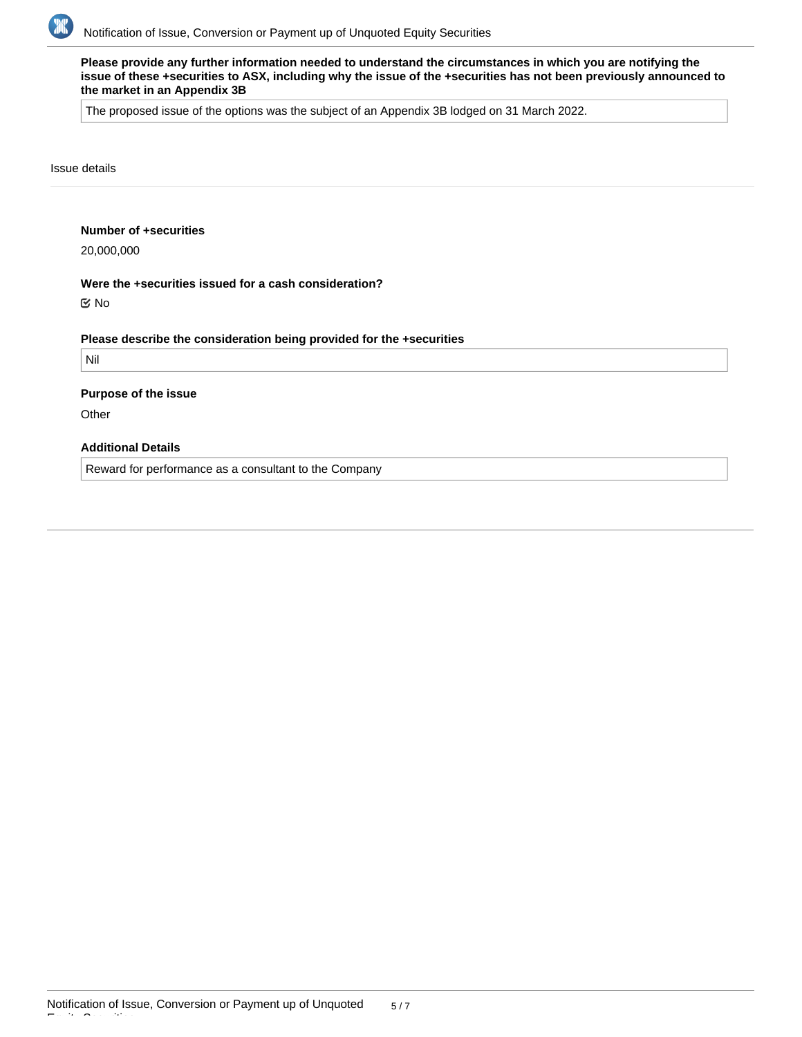**Please provide any further information needed to understand the circumstances in which you are notifying the issue of these +securities to ASX, including why the issue of the +securities has not been previously announced to the market in an Appendix 3B**

The proposed issue of the options was the subject of an Appendix 3B lodged on 31 March 2022.

Issue details

**Number of +securities**

20,000,000

**Were the +securities issued for a cash consideration?**

☑ No

**Please describe the consideration being provided for the +securities**

Nil

**Purpose of the issue**

Other

**Additional Details**

Reward for performance as a consultant to the Company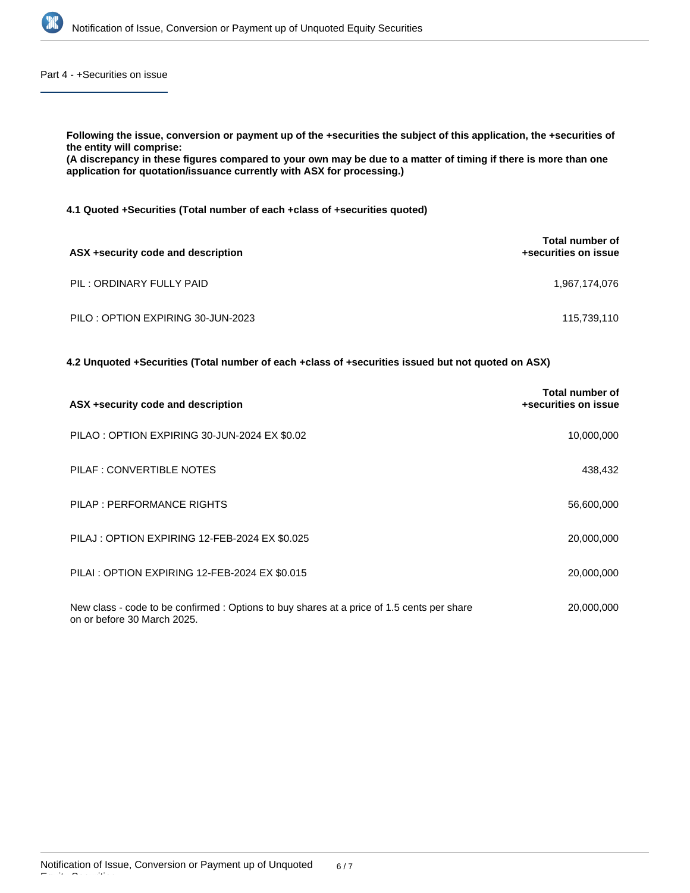## Part 4 - +Securities on issue

**Following the issue, conversion or payment up of the +securities the subject of this application, the +securities of the entity will comprise:**
**(A discrepancy in these figures compared to your own may be due to a matter of timing if there is more than one application for quotation/issuance currently with ASX for processing.)**

**4.1 Quoted +Securities (Total number of each +class of +securities quoted)**

| ASX +security code and description | Total number of +securities on issue |
| --- | --- |
| PIL : ORDINARY FULLY PAID | 1,967,174,076 |
| PILO : OPTION EXPIRING 30-JUN-2023 | 115,739,110 |

**4.2 Unquoted +Securities (Total number of each +class of +securities issued but not quoted on ASX)**

| ASX +security code and description | Total number of +securities on issue |
| --- | --- |
| PILAO : OPTION EXPIRING 30-JUN-2024 EX $0.02 | 10,000,000 |
| PILAF : CONVERTIBLE NOTES | 438,432 |
| PILAP : PERFORMANCE RIGHTS | 56,600,000 |
| PILAJ : OPTION EXPIRING 12-FEB-2024 EX $0.025 | 20,000,000 |
| PILAI : OPTION EXPIRING 12-FEB-2024 EX $0.015 | 20,000,000 |
| New class - code to be confirmed : Options to buy shares at a price of 1.5 cents per share on or before 30 March 2025. | 20,000,000 |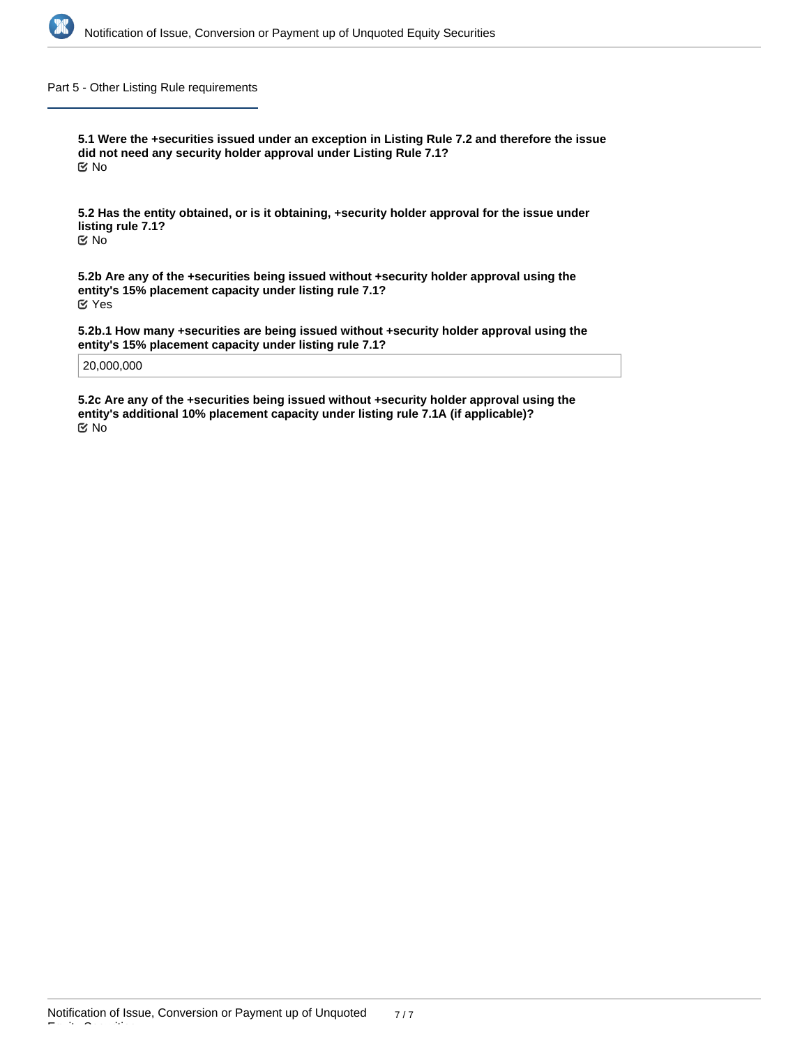## Part 5 - Other Listing Rule requirements

**5.1 Were the +securities issued under an exception in Listing Rule 7.2 and therefore the issue did not need any security holder approval under Listing Rule 7.1?**

No

**5.2 Has the entity obtained, or is it obtaining, +security holder approval for the issue under listing rule 7.1?**

No

**5.2b Are any of the +securities being issued without +security holder approval using the entity's 15% placement capacity under listing rule 7.1?**

Yes

**5.2b.1 How many +securities are being issued without +security holder approval using the entity's 15% placement capacity under listing rule 7.1?**

20,000,000

**5.2c Are any of the +securities being issued without +security holder approval using the entity's additional 10% placement capacity under listing rule 7.1A (if applicable)?**

No